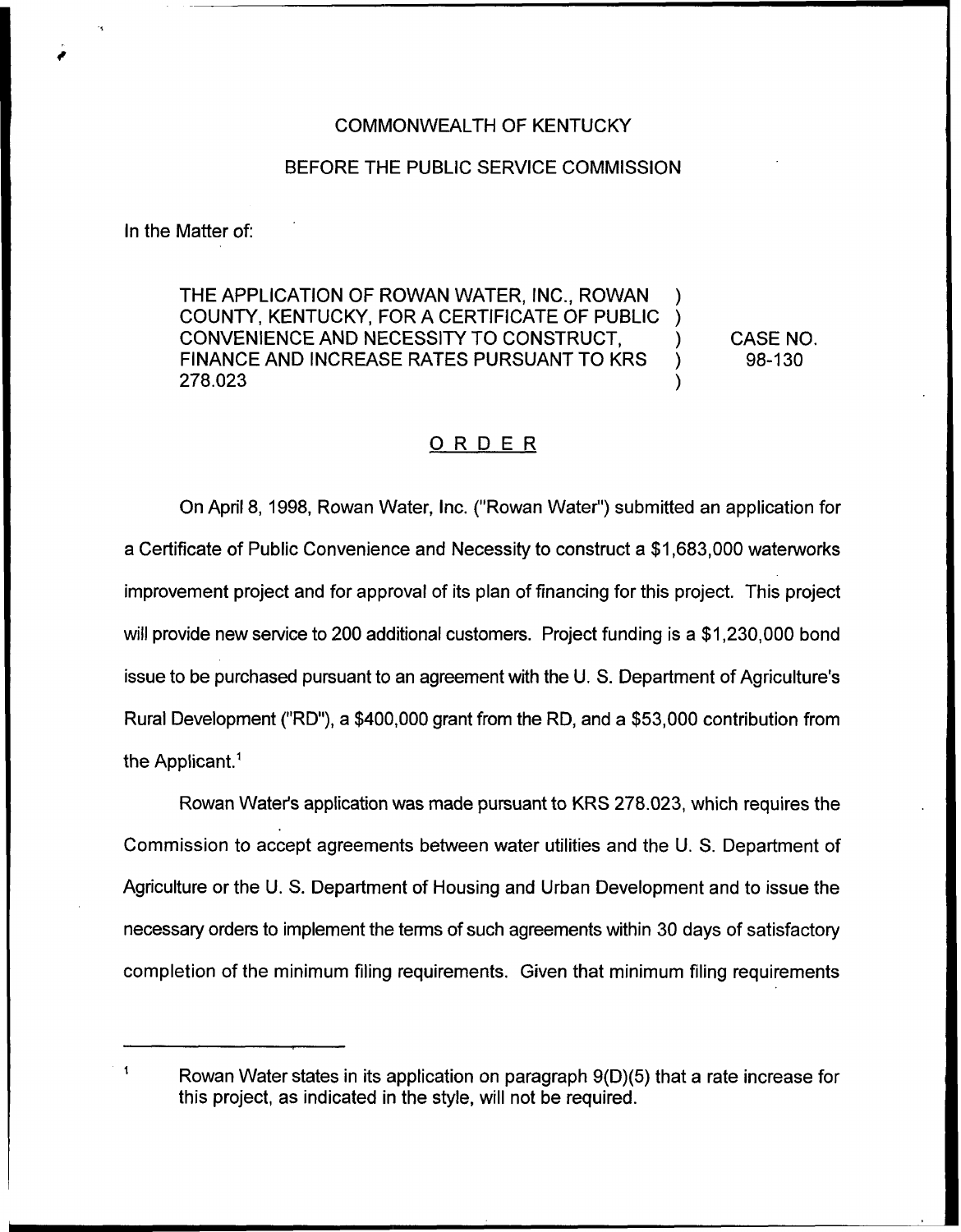COMMONWEALTH OF KENTUCKY

BEFORE THE PUBLIC SERVICE COMMISSION

In the Matter of:

| | | |
|---|---|---|
| THE APPLICATION OF ROWAN WATER, INC., ROWAN COUNTY, KENTUCKY, FOR A CERTIFICATE OF PUBLIC CONVENIENCE AND NECESSITY TO CONSTRUCT, FINANCE AND INCREASE RATES PURSUANT TO KRS 278.023 | ) | CASE NO. 98-130 |

## ORDER

On April 8, 1998, Rowan Water, Inc. ("Rowan Water") submitted an application for a Certificate of Public Convenience and Necessity to construct a $1,683,000 waterworks improvement project and for approval of its plan of financing for this project. This project will provide new service to 200 additional customers. Project funding is a $1,230,000 bond issue to be purchased pursuant to an agreement with the U. S. Department of Agriculture's Rural Development ("RD"), a $400,000 grant from the RD, and a $53,000 contribution from the Applicant.[1]

Rowan Water's application was made pursuant to KRS 278.023, which requires the Commission to accept agreements between water utilities and the U. S. Department of Agriculture or the U. S. Department of Housing and Urban Development and to issue the necessary orders to implement the terms of such agreements within 30 days of satisfactory completion of the minimum filing requirements. Given that minimum filing requirements

[1] Rowan Water states in its application on paragraph 9(D)(5) that a rate increase for this project, as indicated in the style, will not be required.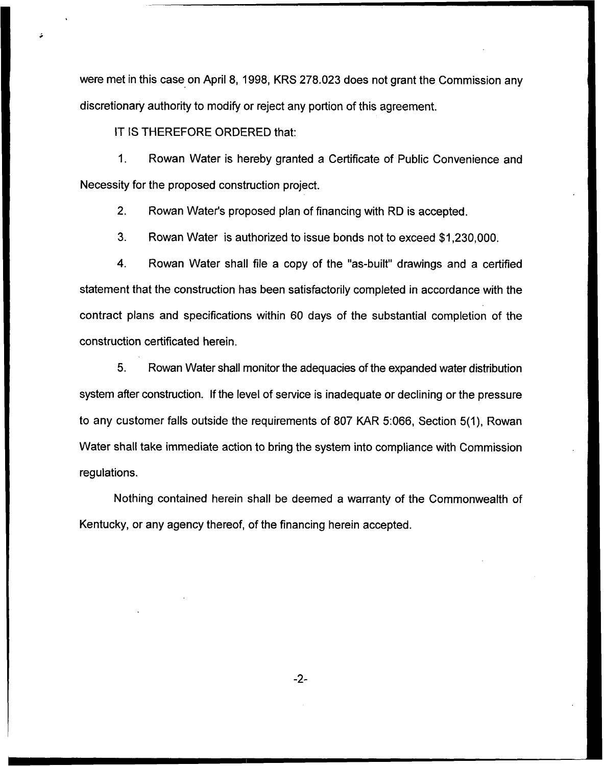were met in this case on April 8, 1998, KRS 278.023 does not grant the Commission any discretionary authority to modify or reject any portion of this agreement.

IT IS THEREFORE ORDERED that:

1. Rowan Water is hereby granted a Certificate of Public Convenience and Necessity for the proposed construction project.

2. Rowan Water's proposed plan of financing with RD is accepted.

3. Rowan Water is authorized to issue bonds not to exceed $1,230,000.

4. Rowan Water shall file a copy of the "as-built" drawings and a certified statement that the construction has been satisfactorily completed in accordance with the contract plans and specifications within 60 days of the substantial completion of the construction certificated herein.

5. Rowan Water shall monitor the adequacies of the expanded water distribution system after construction. If the level of service is inadequate or declining or the pressure to any customer falls outside the requirements of 807 KAR 5:066, Section 5(1), Rowan Water shall take immediate action to bring the system into compliance with Commission regulations.

Nothing contained herein shall be deemed a warranty of the Commonwealth of Kentucky, or any agency thereof, of the financing herein accepted.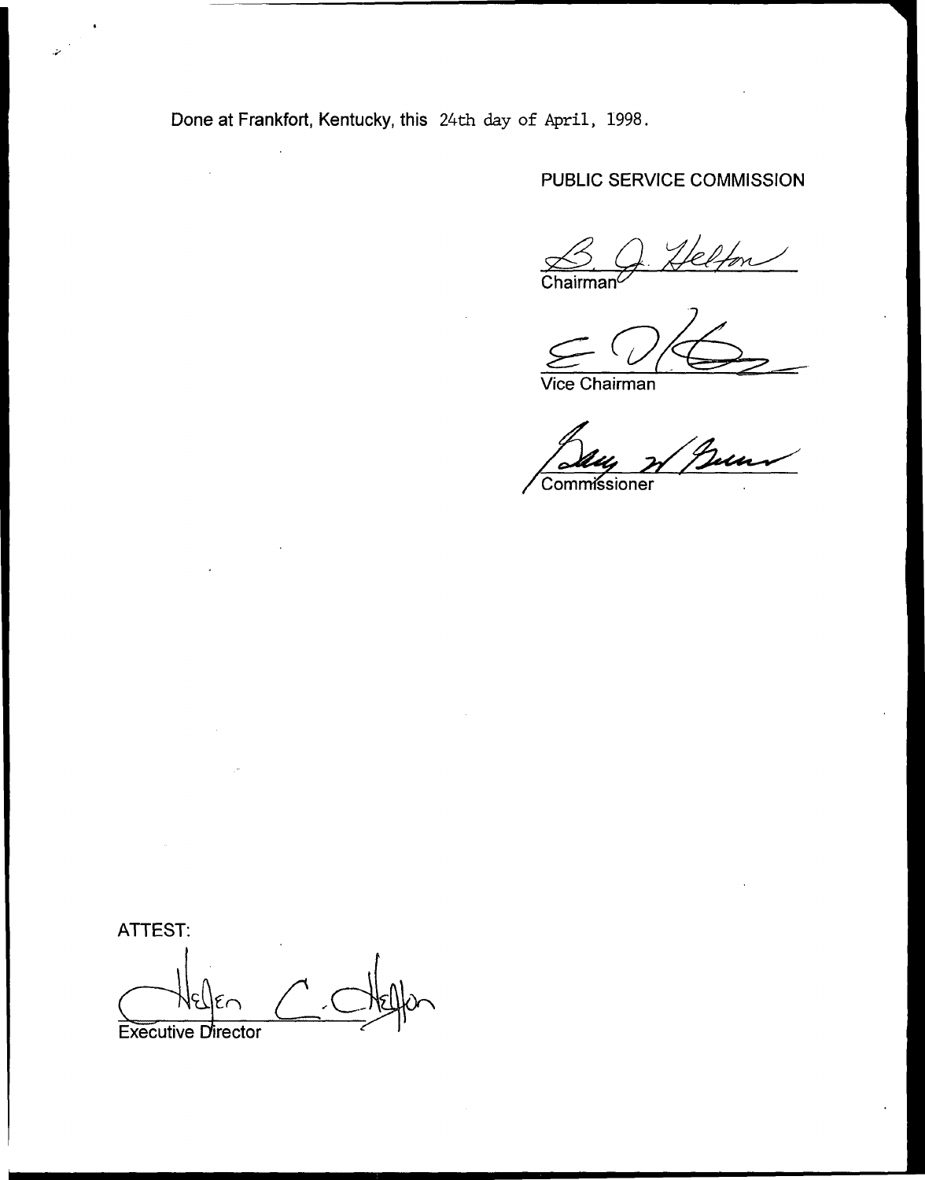Done at Frankfort, Kentucky, this 24th day of April, 1998.

PUBLIC SERVICE COMMISSION

Chairman

Vice Chairman

Commissioner

ATTEST:

Executive Director